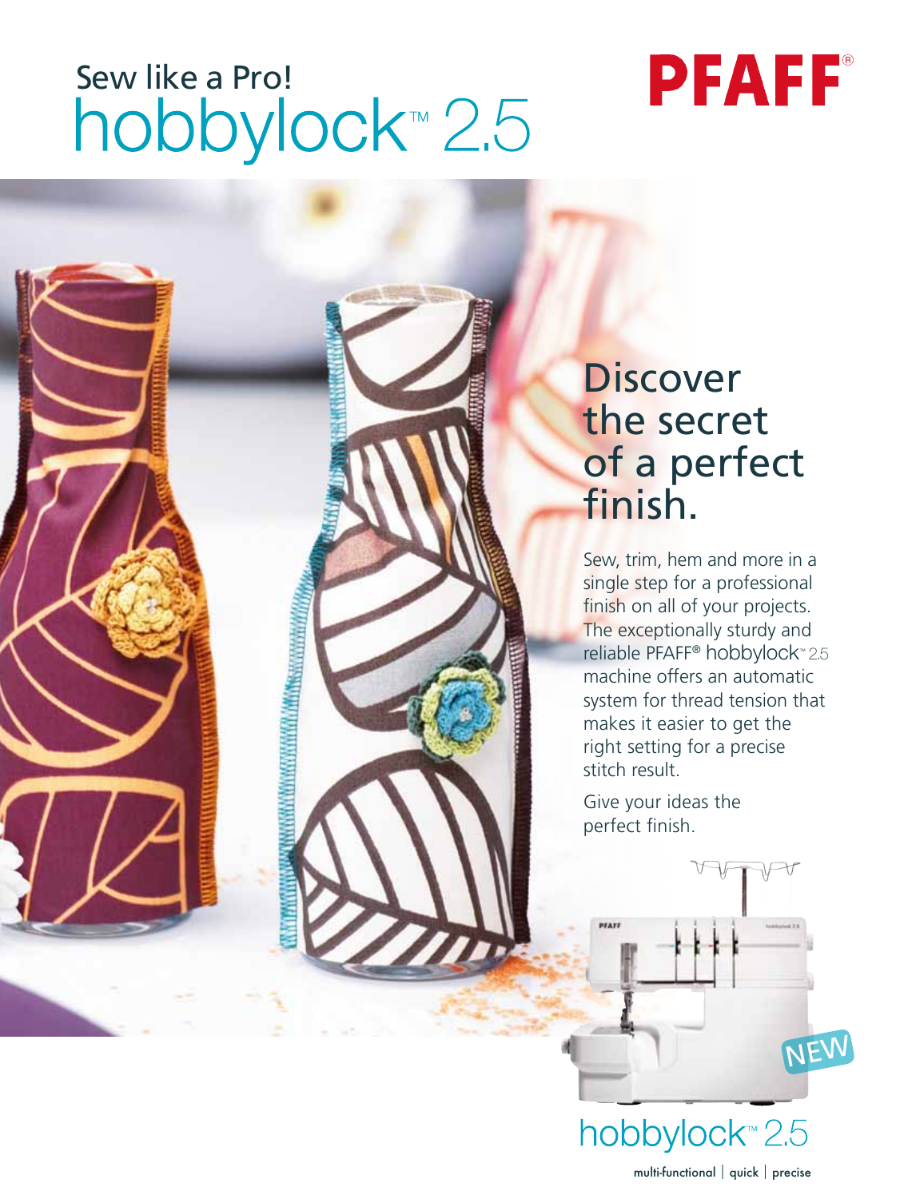Sew like a Pro!

# hobbylock™ 2.5

PFAFF®

## Discover the secret of a perfect finish.

Sew, trim, hem and more in a single step for a professional finish on all of your projects. The exceptionally sturdy and reliable PFAFF® hobbylock™ 2.5 machine offers an automatic system for thread tension that makes it easier to get the right setting for a precise stitch result.

Give your ideas the perfect finish.

NEW

hobbylock™ 2.5

multi-functional | quick | precise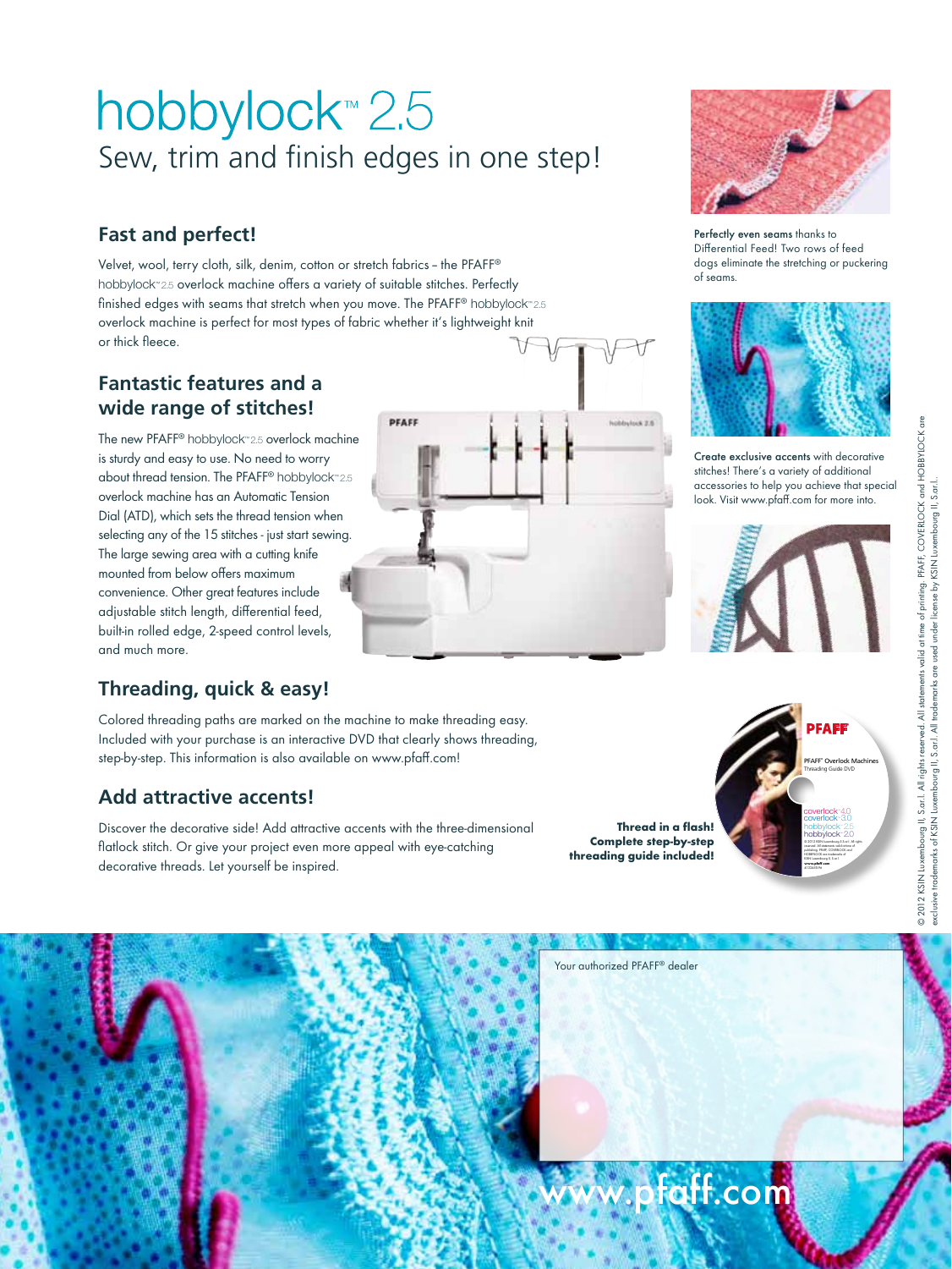# hobbylock™ 2.5

Sew, trim and finish edges in one step!

## Fast and perfect!

Velvet, wool, terry cloth, silk, denim, cotton or stretch fabrics – the PFAFF® hobbylock™ 2.5 overlock machine offers a variety of suitable stitches. Perfectly finished edges with seams that stretch when you move. The PFAFF® hobbylock™ 2.5 overlock machine is perfect for most types of fabric whether it's lightweight knit or thick fleece.

## Fantastic features and a wide range of stitches!

The new PFAFF® hobbylock™ 2.5 overlock machine is sturdy and easy to use. No need to worry about thread tension. The PFAFF® hobbylock™ 2.5 overlock machine has an Automatic Tension Dial (ATD), which sets the thread tension when selecting any of the 15 stitches - just start sewing. The large sewing area with a cutting knife mounted from below offers maximum convenience. Other great features include adjustable stitch length, differential feed, built-in rolled edge, 2-speed control levels, and much more.

## Threading, quick & easy!

Colored threading paths are marked on the machine to make threading easy. Included with your purchase is an interactive DVD that clearly shows threading, step-by-step. This information is also available on www.pfaff.com!

## Add attractive accents!

Discover the decorative side! Add attractive accents with the three-dimensional flatlock stitch. Or give your project even more appeal with eye-catching decorative threads. Let yourself be inspired.

**Perfectly even seams** thanks to Differential Feed! Two rows of feed dogs eliminate the stretching or puckering of seams.

**Create exclusive accents** with decorative stitches! There's a variety of additional accessories to help you achieve that special look. Visit www.pfaff.com for more info.

**Thread in a flash! Complete step-by-step threading guide included!**

Your authorized PFAFF® dealer

www.pfaff.com

© 2012 KSIN Luxembourg II, S.ar.l. All rights reserved. All statements valid at time of printing. PFAFF, COVERLOCK and HOBBYLOCK are exclusive trademarks of KSIN Luxembourg II, S.ar.l.. All trademarks are used under license by KSIN Luxembourg II, S.ar.l..